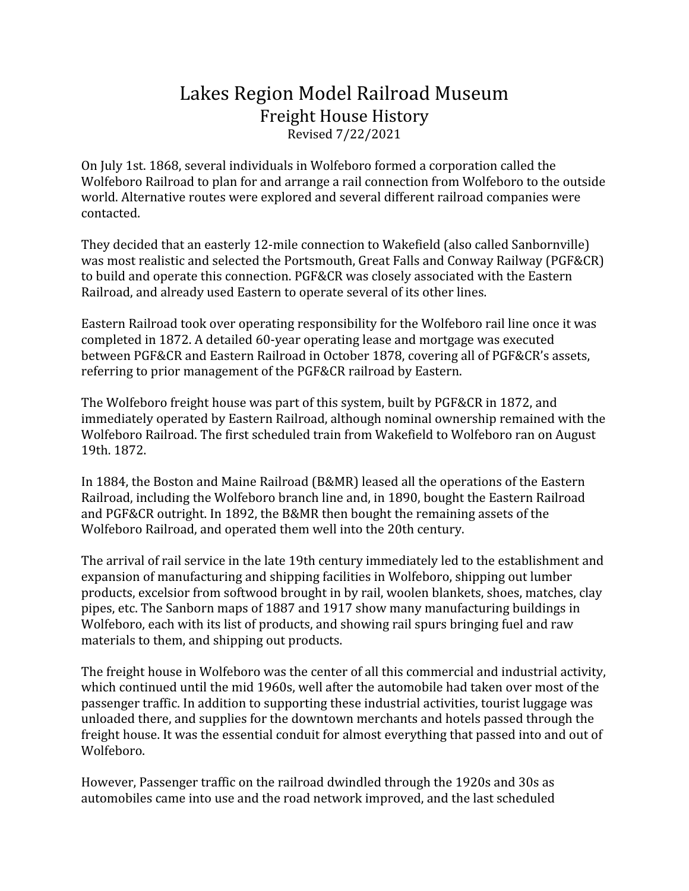# Lakes Region Model Railroad Museum
## Freight House History
Revised 7/22/2021

On July 1st. 1868, several individuals in Wolfeboro formed a corporation called the Wolfeboro Railroad to plan for and arrange a rail connection from Wolfeboro to the outside world. Alternative routes were explored and several different railroad companies were contacted.

They decided that an easterly 12-mile connection to Wakefield (also called Sanbornville) was most realistic and selected the Portsmouth, Great Falls and Conway Railway (PGF&CR) to build and operate this connection. PGF&CR was closely associated with the Eastern Railroad, and already used Eastern to operate several of its other lines.

Eastern Railroad took over operating responsibility for the Wolfeboro rail line once it was completed in 1872. A detailed 60-year operating lease and mortgage was executed between PGF&CR and Eastern Railroad in October 1878, covering all of PGF&CR's assets, referring to prior management of the PGF&CR railroad by Eastern.

The Wolfeboro freight house was part of this system, built by PGF&CR in 1872, and immediately operated by Eastern Railroad, although nominal ownership remained with the Wolfeboro Railroad. The first scheduled train from Wakefield to Wolfeboro ran on August 19th. 1872.

In 1884, the Boston and Maine Railroad (B&MR) leased all the operations of the Eastern Railroad, including the Wolfeboro branch line and, in 1890, bought the Eastern Railroad and PGF&CR outright. In 1892, the B&MR then bought the remaining assets of the Wolfeboro Railroad, and operated them well into the 20th century.

The arrival of rail service in the late 19th century immediately led to the establishment and expansion of manufacturing and shipping facilities in Wolfeboro, shipping out lumber products, excelsior from softwood brought in by rail, woolen blankets, shoes, matches, clay pipes, etc. The Sanborn maps of 1887 and 1917 show many manufacturing buildings in Wolfeboro, each with its list of products, and showing rail spurs bringing fuel and raw materials to them, and shipping out products.

The freight house in Wolfeboro was the center of all this commercial and industrial activity, which continued until the mid 1960s, well after the automobile had taken over most of the passenger traffic. In addition to supporting these industrial activities, tourist luggage was unloaded there, and supplies for the downtown merchants and hotels passed through the freight house. It was the essential conduit for almost everything that passed into and out of Wolfeboro.

However, Passenger traffic on the railroad dwindled through the 1920s and 30s as automobiles came into use and the road network improved, and the last scheduled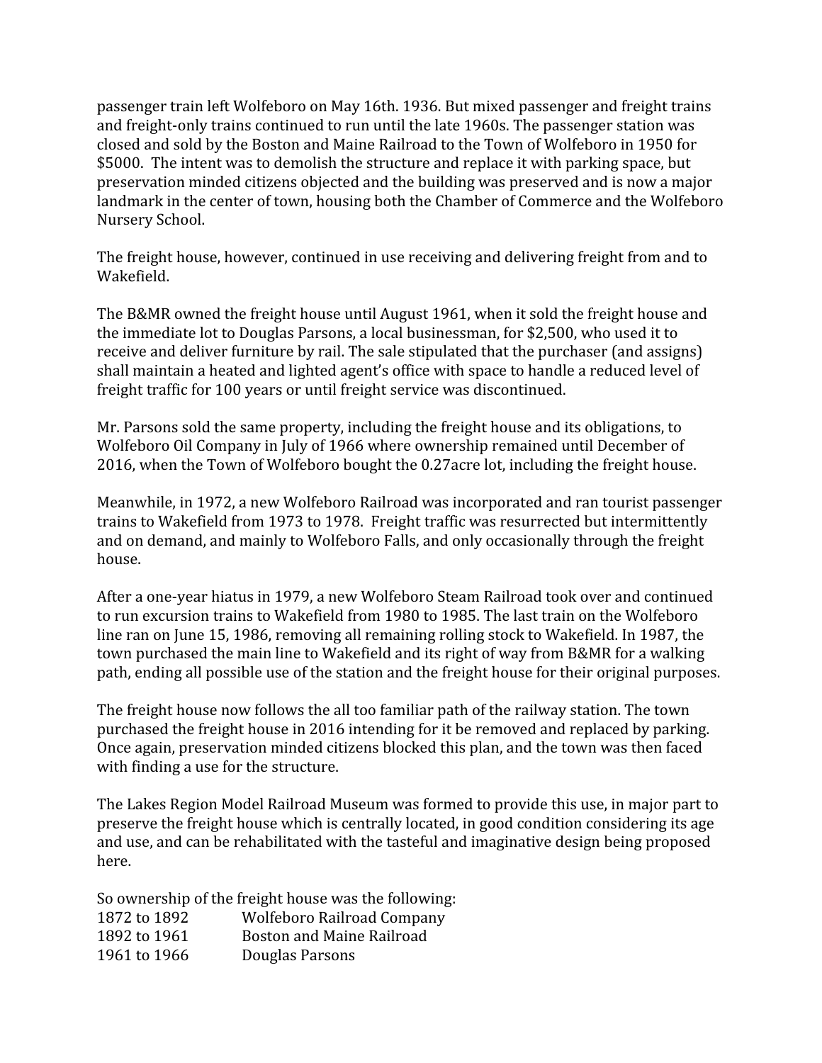passenger train left Wolfeboro on May 16th. 1936. But mixed passenger and freight trains and freight-only trains continued to run until the late 1960s. The passenger station was closed and sold by the Boston and Maine Railroad to the Town of Wolfeboro in 1950 for $5000. The intent was to demolish the structure and replace it with parking space, but preservation minded citizens objected and the building was preserved and is now a major landmark in the center of town, housing both the Chamber of Commerce and the Wolfeboro Nursery School.

The freight house, however, continued in use receiving and delivering freight from and to Wakefield.

The B&MR owned the freight house until August 1961, when it sold the freight house and the immediate lot to Douglas Parsons, a local businessman, for $2,500, who used it to receive and deliver furniture by rail. The sale stipulated that the purchaser (and assigns) shall maintain a heated and lighted agent's office with space to handle a reduced level of freight traffic for 100 years or until freight service was discontinued.

Mr. Parsons sold the same property, including the freight house and its obligations, to Wolfeboro Oil Company in July of 1966 where ownership remained until December of 2016, when the Town of Wolfeboro bought the 0.27acre lot, including the freight house.

Meanwhile, in 1972, a new Wolfeboro Railroad was incorporated and ran tourist passenger trains to Wakefield from 1973 to 1978. Freight traffic was resurrected but intermittently and on demand, and mainly to Wolfeboro Falls, and only occasionally through the freight house.

After a one-year hiatus in 1979, a new Wolfeboro Steam Railroad took over and continued to run excursion trains to Wakefield from 1980 to 1985. The last train on the Wolfeboro line ran on June 15, 1986, removing all remaining rolling stock to Wakefield. In 1987, the town purchased the main line to Wakefield and its right of way from B&MR for a walking path, ending all possible use of the station and the freight house for their original purposes.

The freight house now follows the all too familiar path of the railway station. The town purchased the freight house in 2016 intending for it be removed and replaced by parking. Once again, preservation minded citizens blocked this plan, and the town was then faced with finding a use for the structure.

The Lakes Region Model Railroad Museum was formed to provide this use, in major part to preserve the freight house which is centrally located, in good condition considering its age and use, and can be rehabilitated with the tasteful and imaginative design being proposed here.

So ownership of the freight house was the following:

| | |
|---|---|
| 1872 to 1892 | Wolfeboro Railroad Company |
| 1892 to 1961 | Boston and Maine Railroad |
| 1961 to 1966 | Douglas Parsons |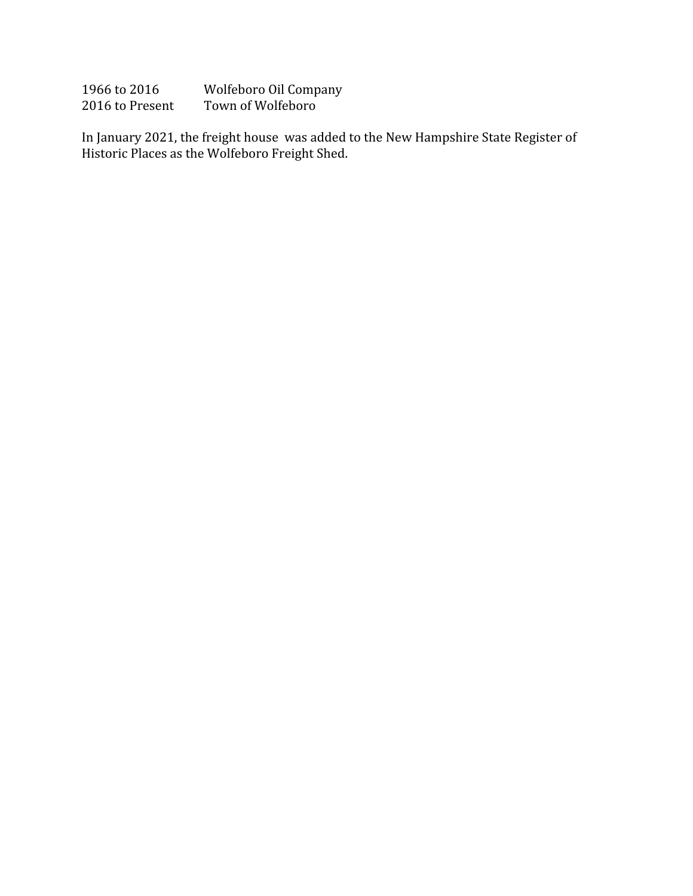| | |
|---|---|
| 1966 to 2016 | Wolfeboro Oil Company |
| 2016 to Present | Town of Wolfeboro |

In January 2021, the freight house was added to the New Hampshire State Register of Historic Places as the Wolfeboro Freight Shed.